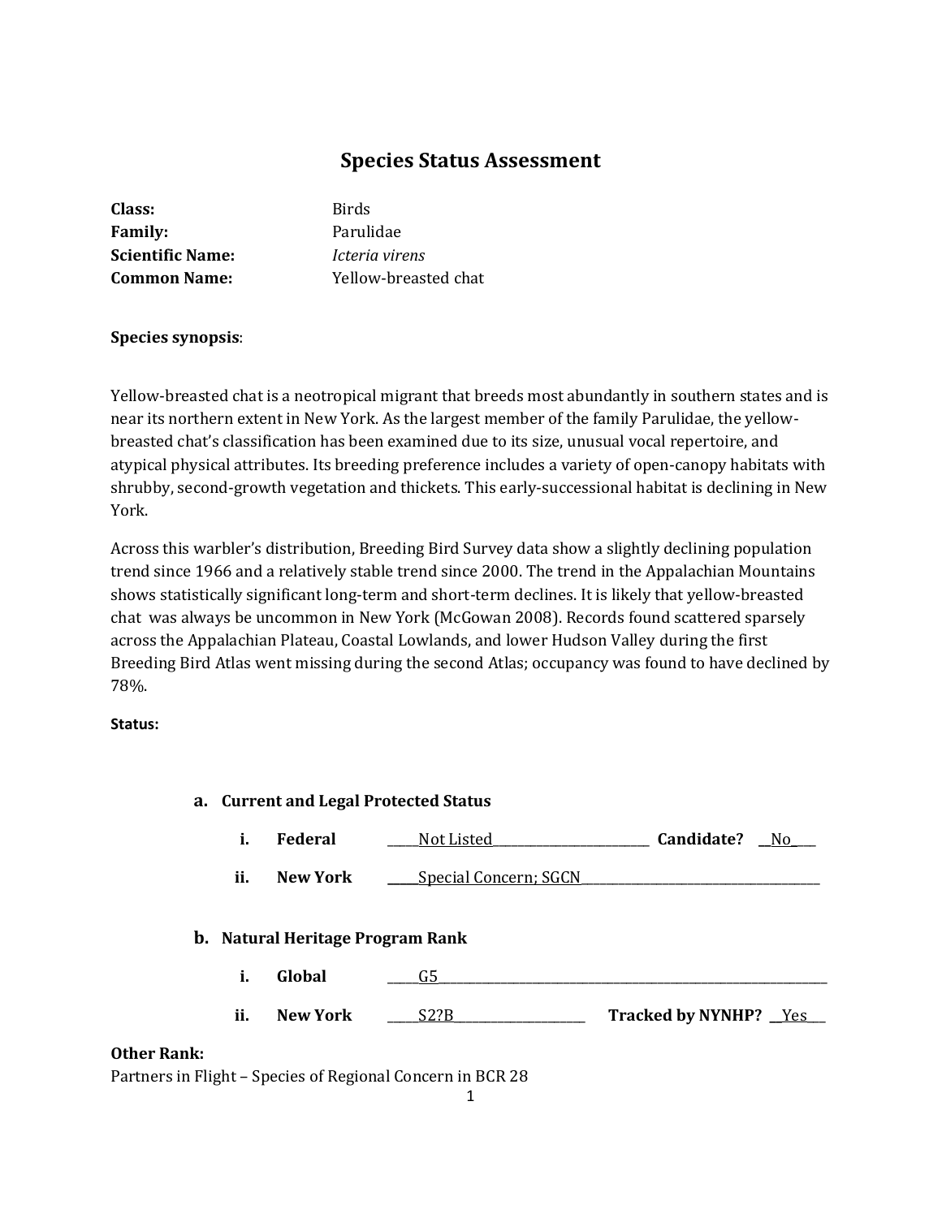# Species Status Assessment

**Class:** Birds
**Family:** Parulidae
**Scientific Name:** *Icteria virens*
**Common Name:** Yellow-breasted chat

**Species synopsis**:

Yellow-breasted chat is a neotropical migrant that breeds most abundantly in southern states and is near its northern extent in New York. As the largest member of the family Parulidae, the yellow-breasted chat's classification has been examined due to its size, unusual vocal repertoire, and atypical physical attributes. Its breeding preference includes a variety of open-canopy habitats with shrubby, second-growth vegetation and thickets. This early-successional habitat is declining in New York.

Across this warbler's distribution, Breeding Bird Survey data show a slightly declining population trend since 1966 and a relatively stable trend since 2000. The trend in the Appalachian Mountains shows statistically significant long-term and short-term declines. It is likely that yellow-breasted chat was always be uncommon in New York (McGowan 2008). Records found scattered sparsely across the Appalachian Plateau, Coastal Lowlands, and lower Hudson Valley during the first Breeding Bird Atlas went missing during the second Atlas; occupancy was found to have declined by 78%.

**Status:**

**a. Current and Legal Protected Status**

**i. Federal** \_\_\_\_\_Not Listed\_\_\_\_\_\_\_\_\_\_\_\_\_\_\_\_\_\_\_\_\_\_\_\_\_ **Candidate?** \_\_No\_\_\_

**ii. New York** \_\_\_\_\_Special Concern; SGCN\_\_\_\_\_\_\_\_\_\_\_\_\_\_\_\_\_\_\_\_\_\_\_\_\_\_\_\_\_\_\_\_\_\_\_\_\_

**b. Natural Heritage Program Rank**

**i. Global** \_\_\_\_\_G5\_\_\_\_\_\_\_\_\_\_\_\_\_\_\_\_\_\_\_\_\_\_\_\_\_\_\_\_\_\_\_\_\_\_\_\_\_\_\_\_\_\_\_\_\_\_\_\_\_\_\_\_\_\_\_\_\_\_

**ii. New York** \_\_\_\_\_S2?B\_\_\_\_\_\_\_\_\_\_\_\_\_\_\_\_\_\_\_\_ **Tracked by NYNHP?** \_\_Yes\_\_\_

**Other Rank:**

Partners in Flight – Species of Regional Concern in BCR 28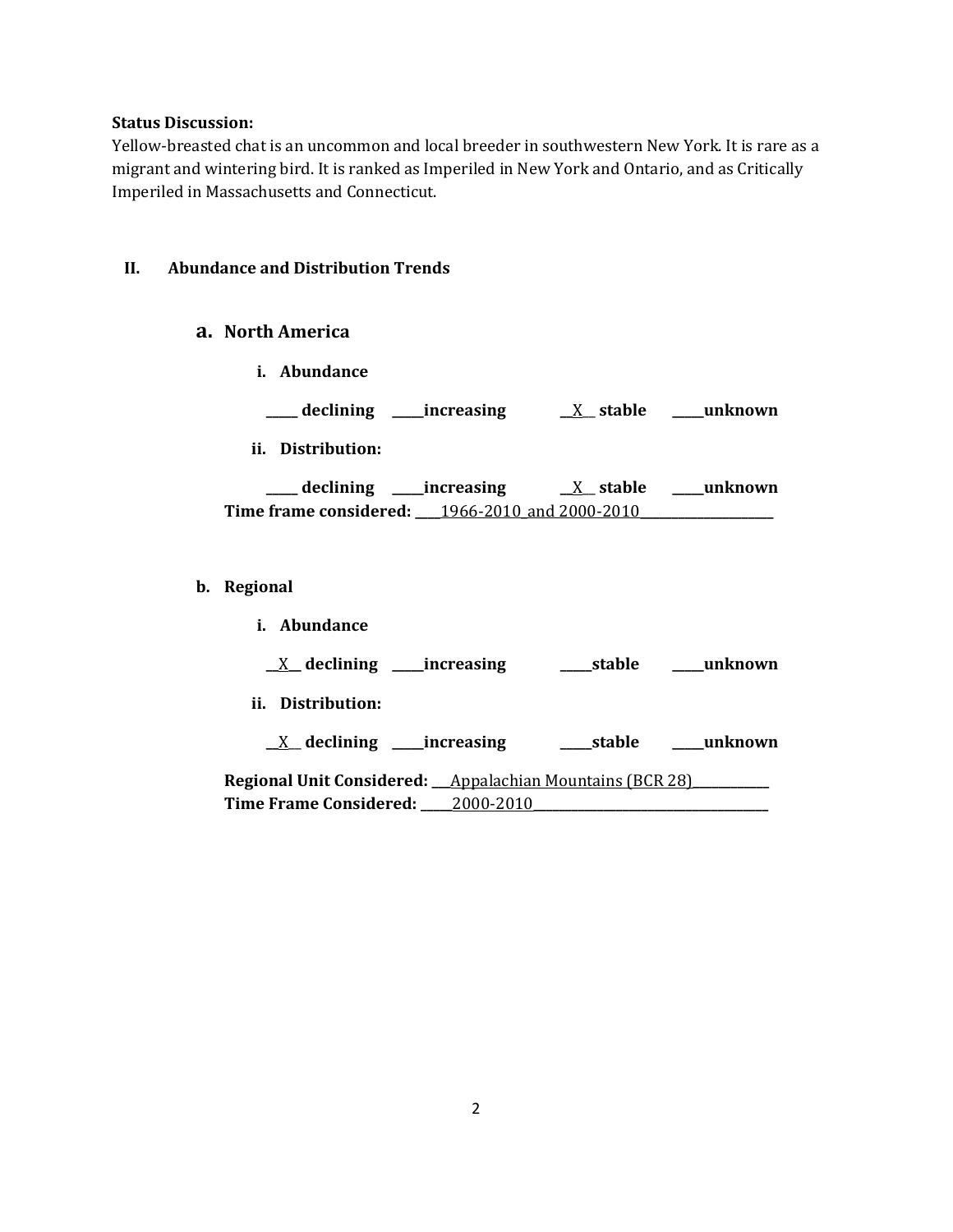**Status Discussion:**

Yellow-breasted chat is an uncommon and local breeder in southwestern New York. It is rare as a migrant and wintering bird. It is ranked as Imperiled in New York and Ontario, and as Critically Imperiled in Massachusetts and Connecticut.

## II. Abundance and Distribution Trends

### a. North America

**i. Abundance**

**_____ declining _____increasing __X__ stable _____unknown**

**ii. Distribution:**

**_____ declining _____increasing __X__ stable _____unknown**

**Time frame considered:** ____1966-2010 and 2000-2010____________________

### b. Regional

**i. Abundance**

**__X__ declining _____increasing _____stable _____unknown**

**ii. Distribution:**

**__X__ declining _____increasing _____stable _____unknown**

**Regional Unit Considered:** ___Appalachian Mountains (BCR 28)____________

**Time Frame Considered:** _____2000-2010_____________________________________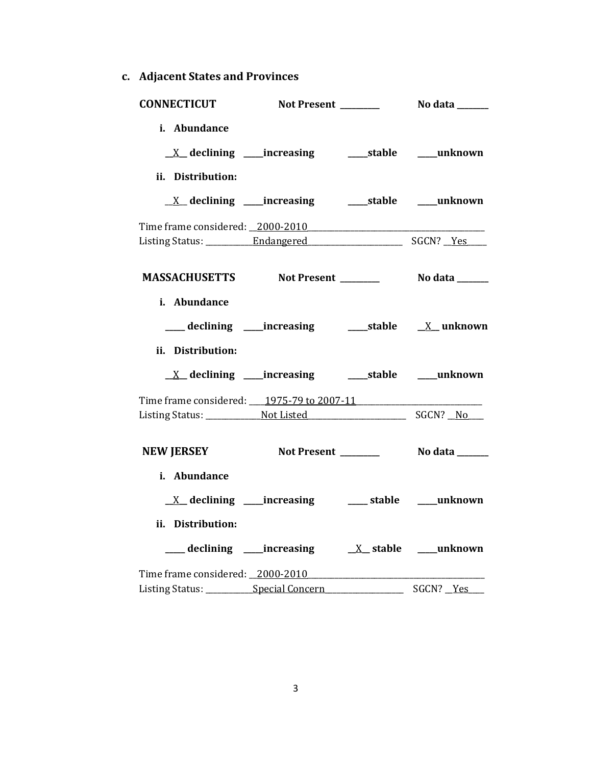### c. Adjacent States and Provinces

**CONNECTICUT** **Not Present** _________ **No data** _______

**i. Abundance**

__X__ **declining** ____**increasing** ____**stable** ____**unknown**

**ii. Distribution:**

__X__ **declining** ____**increasing** ____**stable** ____**unknown**

Time frame considered: __2000-2010__________________________________________

Listing Status: ___________Endangered______________________ SGCN? __Yes_____

**MASSACHUSETTS** **Not Present** _________ **No data** _______

**i. Abundance**

____ **declining** ____**increasing** ____**stable** __X__ **unknown**

**ii. Distribution:**

__X__ **declining** ____**increasing** ____**stable** ____**unknown**

Time frame considered: ____1975-79 to 2007-11_____________________________

Listing Status: _____________Not Listed________________________ SGCN? __No____

**NEW JERSEY** **Not Present** _________ **No data** _______

**i. Abundance**

__X__ **declining** ____**increasing** ____ **stable** ____**unknown**

**ii. Distribution:**

____ **declining** ____**increasing** __X__ **stable** ____**unknown**

Time frame considered: __2000-2010__________________________________________

Listing Status: ___________Special Concern___________________ SGCN? __Yes____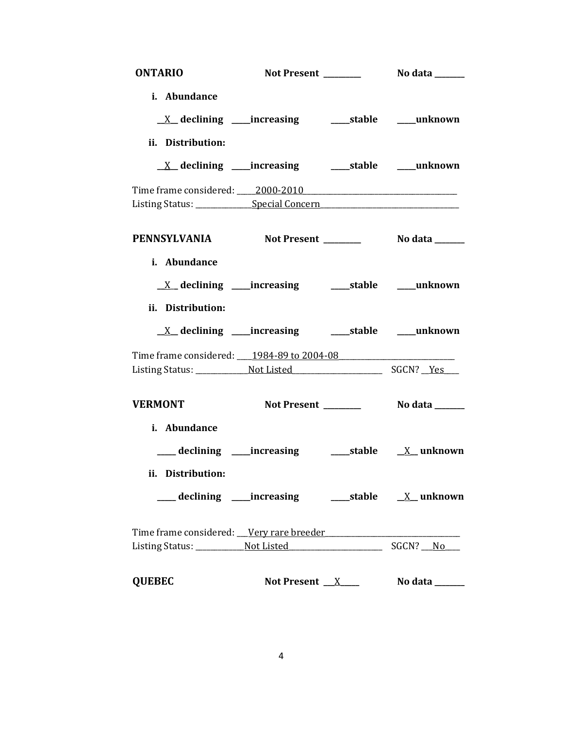**ONTARIO** **Not Present** _________ **No data** _______

**i. Abundance**

__X__ **declining** _____**increasing** _____**stable** _____**unknown**

**ii. Distribution:**

__X__ **declining** _____**increasing** _____**stable** _____**unknown**

Time frame considered: _____2000-2010_____
Listing Status: _____Special Concern_____

**PENNSYLVANIA** **Not Present** _________ **No data** _______

**i. Abundance**

__X__ **declining** _____**increasing** _____**stable** _____**unknown**

**ii. Distribution:**

__X__ **declining** _____**increasing** _____**stable** _____**unknown**

Time frame considered: ____1984-89 to 2004-08_____
Listing Status: _____Not Listed_____ SGCN? __Yes____

**VERMONT** **Not Present** _________ **No data** _______

**i. Abundance**

_____ **declining** _____**increasing** _____**stable** __X__ **unknown**

**ii. Distribution:**

_____ **declining** _____**increasing** _____**stable** __X__ **unknown**

Time frame considered: ___Very rare breeder_____
Listing Status: _____Not Listed_____ SGCN? ___No____

**QUEBEC** **Not Present** ___X_____ **No data** _______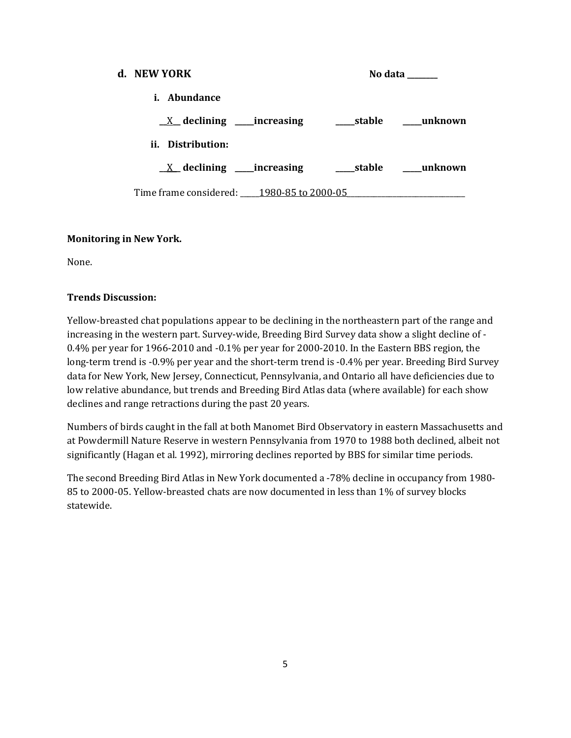**d. NEW YORK** **No data ________**

**i. Abundance**

__X__ **declining** _____**increasing** _____**stable** _____**unknown**

**ii. Distribution:**

__X__ **declining** _____**increasing** _____**stable** _____**unknown**

Time frame considered: _____1980-85 to 2000-05_______________________________

**Monitoring in New York.**

None.

**Trends Discussion:**

Yellow-breasted chat populations appear to be declining in the northeastern part of the range and increasing in the western part. Survey-wide, Breeding Bird Survey data show a slight decline of -0.4% per year for 1966-2010 and -0.1% per year for 2000-2010. In the Eastern BBS region, the long-term trend is -0.9% per year and the short-term trend is -0.4% per year. Breeding Bird Survey data for New York, New Jersey, Connecticut, Pennsylvania, and Ontario all have deficiencies due to low relative abundance, but trends and Breeding Bird Atlas data (where available) for each show declines and range retractions during the past 20 years.

Numbers of birds caught in the fall at both Manomet Bird Observatory in eastern Massachusetts and at Powdermill Nature Reserve in western Pennsylvania from 1970 to 1988 both declined, albeit not significantly (Hagan et al. 1992), mirroring declines reported by BBS for similar time periods.

The second Breeding Bird Atlas in New York documented a -78% decline in occupancy from 1980-85 to 2000-05. Yellow-breasted chats are now documented in less than 1% of survey blocks statewide.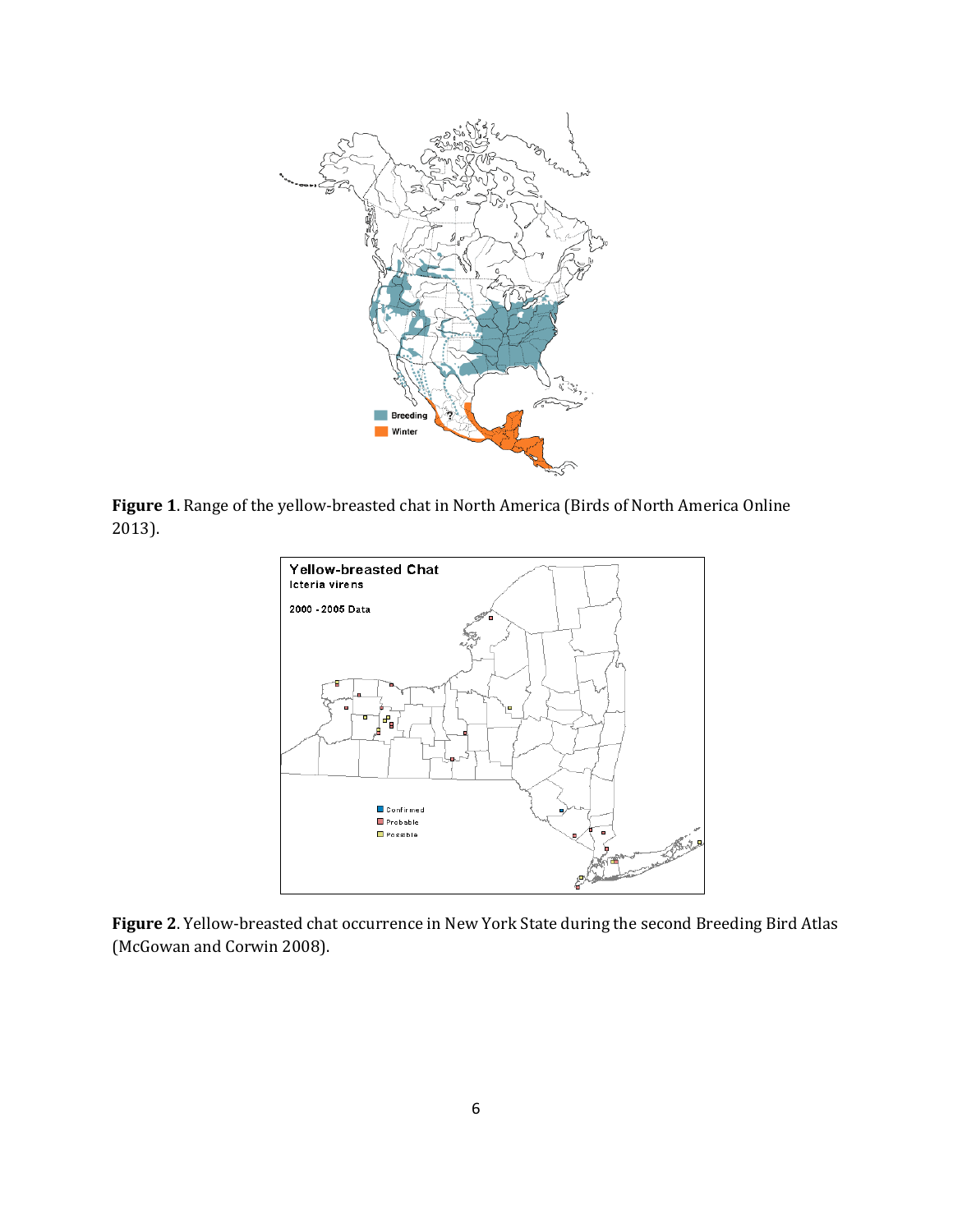**Figure 1**. Range of the yellow-breasted chat in North America (Birds of North America Online 2013).

**Figure 2**. Yellow-breasted chat occurrence in New York State during the second Breeding Bird Atlas (McGowan and Corwin 2008).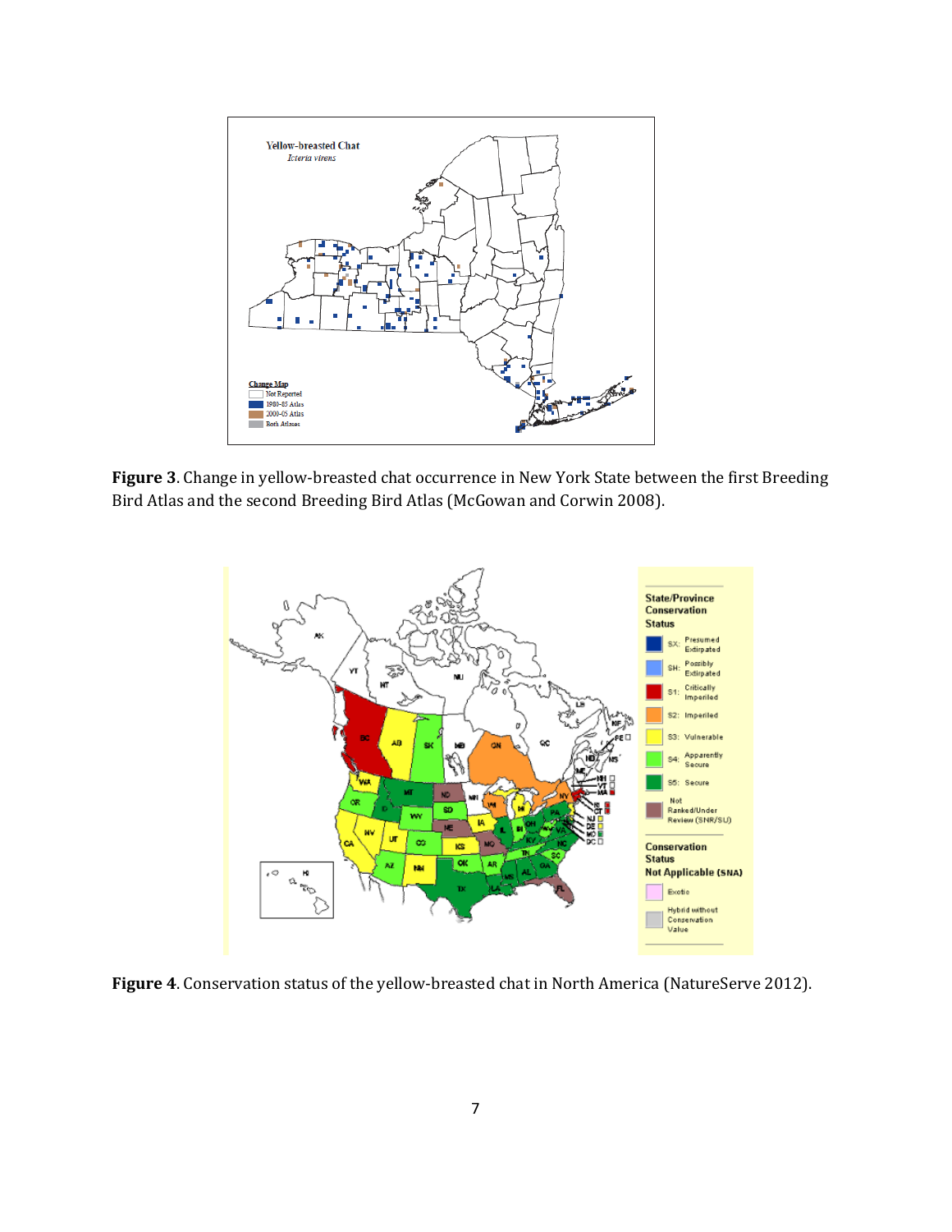**Figure 3**. Change in yellow-breasted chat occurrence in New York State between the first Breeding Bird Atlas and the second Breeding Bird Atlas (McGowan and Corwin 2008).

**Figure 4**. Conservation status of the yellow-breasted chat in North America (NatureServe 2012).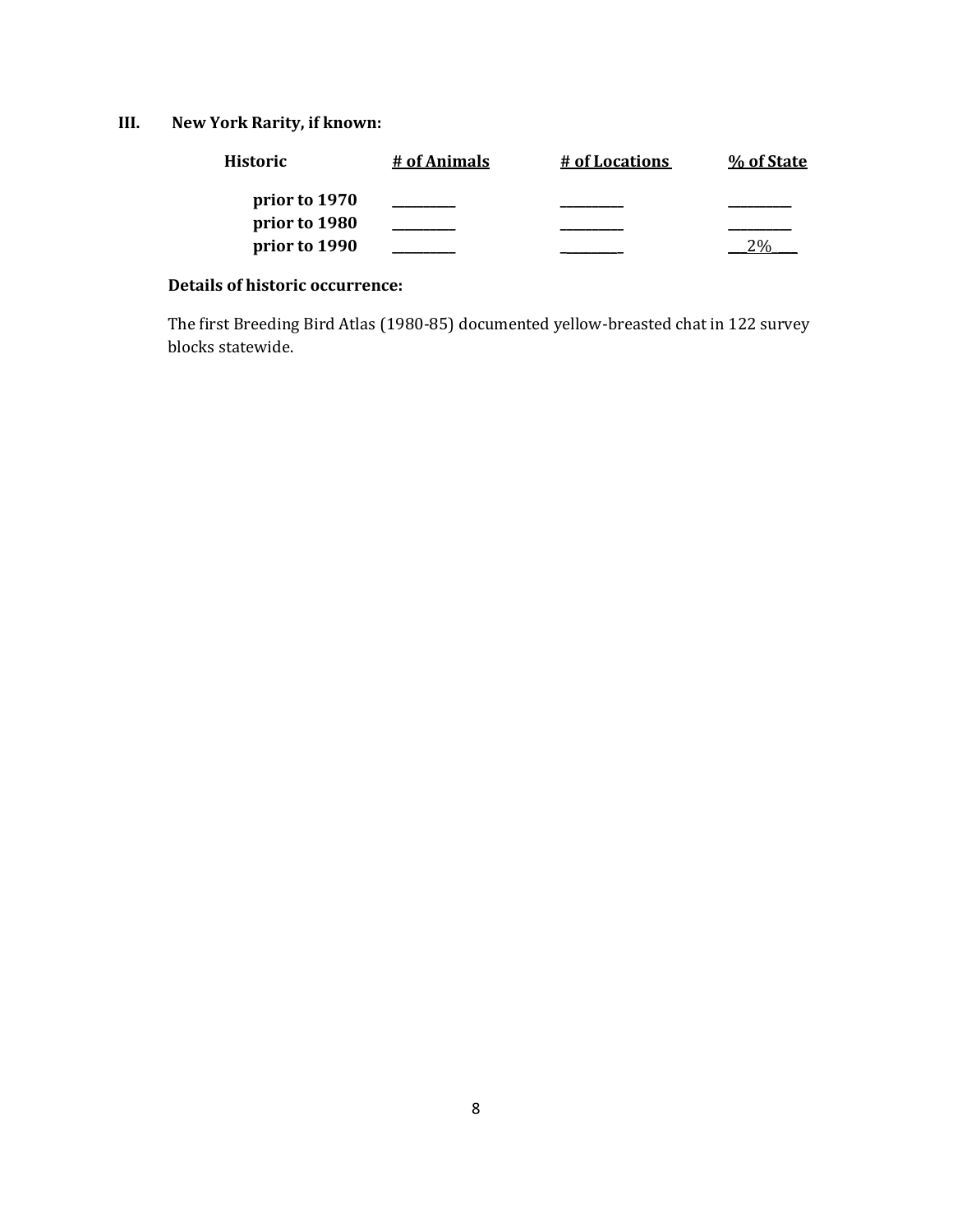## III. New York Rarity, if known:

| Historic | # of Animals | # of Locations | % of State |
|---|---|---|---|
| prior to 1970 | ________ | ________ | ________ |
| prior to 1980 | ________ | ________ | ________ |
| prior to 1990 | ________ | ________ | 2% |

**Details of historic occurrence:**

The first Breeding Bird Atlas (1980-85) documented yellow-breasted chat in 122 survey blocks statewide.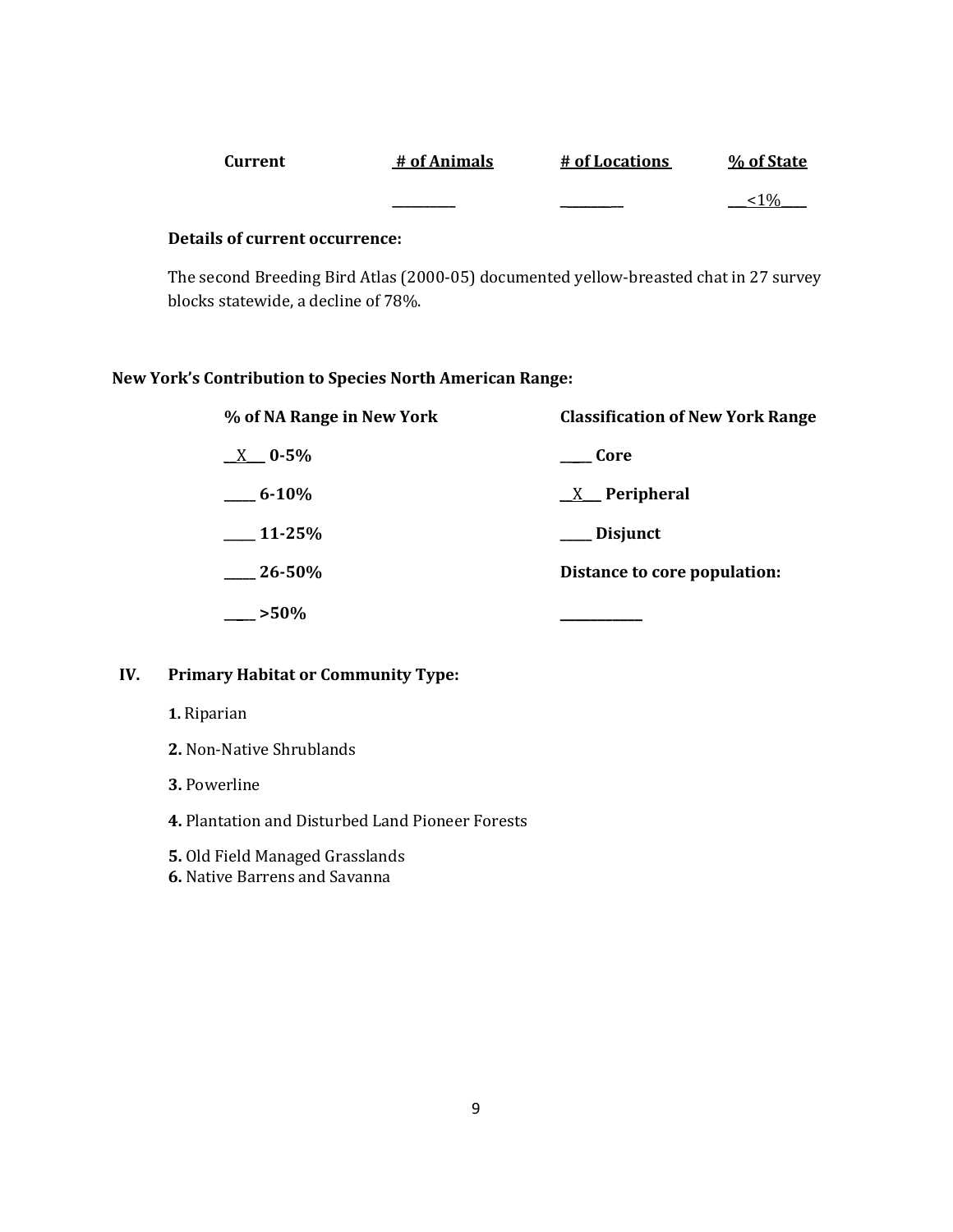| Current | # of Animals | # of Locations | % of State |
|---|---|---|---|
| | ________ | ________ | __<1%___ |

**Details of current occurrence:**

The second Breeding Bird Atlas (2000-05) documented yellow-breasted chat in 27 survey blocks statewide, a decline of 78%.

**New York's Contribution to Species North American Range:**

| % of NA Range in New York | Classification of New York Range |
|---|---|
| __X__ **0-5%** | ____ **Core** |
| ____ **6-10%** | __X__ **Peripheral** |
| ____ **11-25%** | ____ **Disjunct** |
| ____ **26-50%** | **Distance to core population:** |
| ____ **>50%** | ___________ |

## IV. Primary Habitat or Community Type:

**1.** Riparian

**2.** Non-Native Shrublands

**3.** Powerline

**4.** Plantation and Disturbed Land Pioneer Forests

**5.** Old Field Managed Grasslands

**6.** Native Barrens and Savanna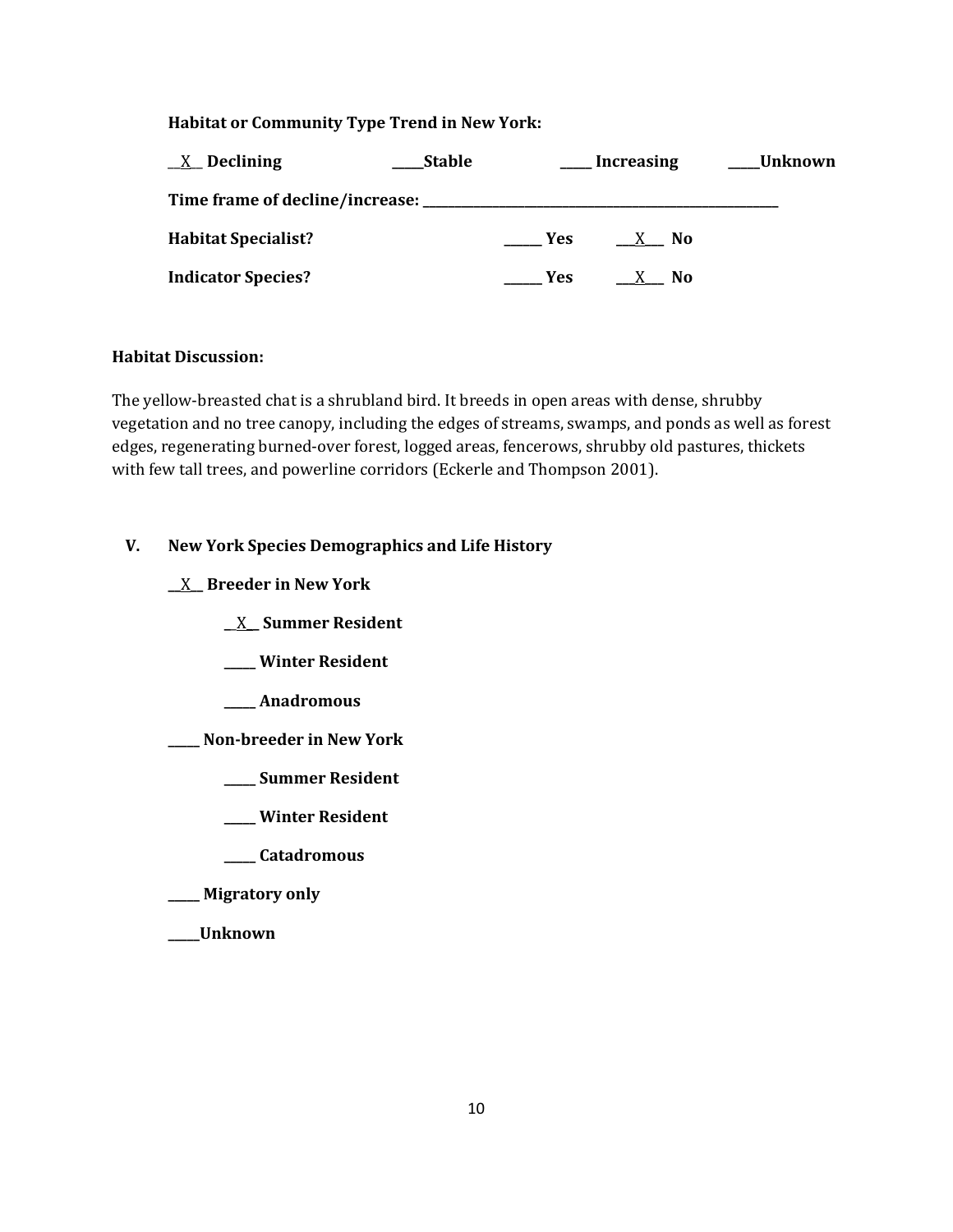**Habitat or Community Type Trend in New York:**

__X__ **Declining** _____ **Stable** _____ **Increasing** _____ **Unknown**

**Time frame of decline/increase:** _______________________________________________

**Habitat Specialist?** ______ **Yes** ___X___ **No**

**Indicator Species?** ______ **Yes** ___X___ **No**

**Habitat Discussion:**

The yellow-breasted chat is a shrubland bird. It breeds in open areas with dense, shrubby vegetation and no tree canopy, including the edges of streams, swamps, and ponds as well as forest edges, regenerating burned-over forest, logged areas, fencerows, shrubby old pastures, thickets with few tall trees, and powerline corridors (Eckerle and Thompson 2001).

## V. New York Species Demographics and Life History

__X__ **Breeder in New York**

__X__ **Summer Resident**

_____ **Winter Resident**

_____ **Anadromous**

_____ **Non-breeder in New York**

_____ **Summer Resident**

_____ **Winter Resident**

_____ **Catadromous**

_____ **Migratory only**

_____**Unknown**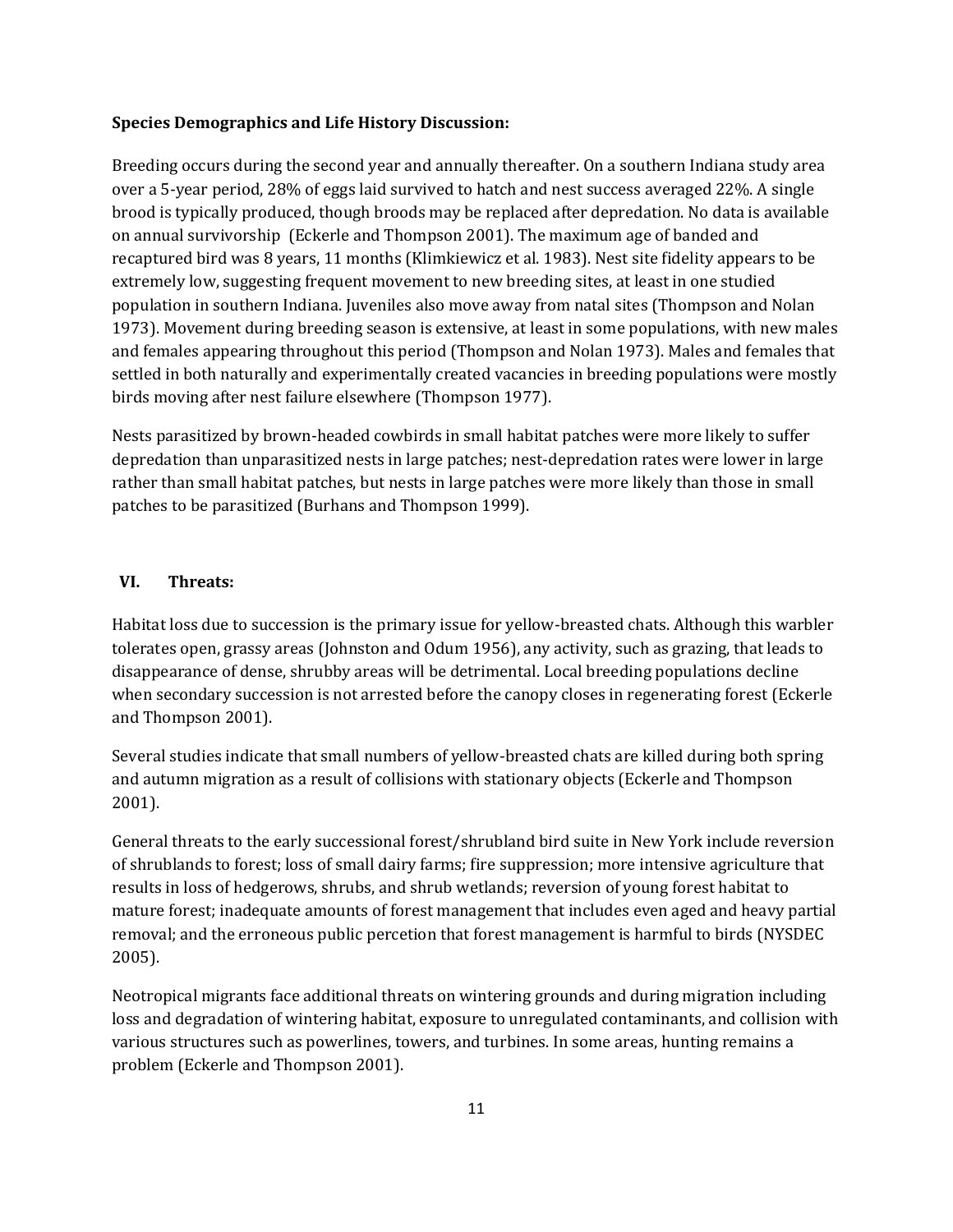**Species Demographics and Life History Discussion:**

Breeding occurs during the second year and annually thereafter. On a southern Indiana study area over a 5-year period, 28% of eggs laid survived to hatch and nest success averaged 22%. A single brood is typically produced, though broods may be replaced after depredation. No data is available on annual survivorship (Eckerle and Thompson 2001). The maximum age of banded and recaptured bird was 8 years, 11 months (Klimkiewicz et al. 1983). Nest site fidelity appears to be extremely low, suggesting frequent movement to new breeding sites, at least in one studied population in southern Indiana. Juveniles also move away from natal sites (Thompson and Nolan 1973). Movement during breeding season is extensive, at least in some populations, with new males and females appearing throughout this period (Thompson and Nolan 1973). Males and females that settled in both naturally and experimentally created vacancies in breeding populations were mostly birds moving after nest failure elsewhere (Thompson 1977).

Nests parasitized by brown-headed cowbirds in small habitat patches were more likely to suffer depredation than unparasitized nests in large patches; nest-depredation rates were lower in large rather than small habitat patches, but nests in large patches were more likely than those in small patches to be parasitized (Burhans and Thompson 1999).

## VI. Threats:

Habitat loss due to succession is the primary issue for yellow-breasted chats. Although this warbler tolerates open, grassy areas (Johnston and Odum 1956), any activity, such as grazing, that leads to disappearance of dense, shrubby areas will be detrimental. Local breeding populations decline when secondary succession is not arrested before the canopy closes in regenerating forest (Eckerle and Thompson 2001).

Several studies indicate that small numbers of yellow-breasted chats are killed during both spring and autumn migration as a result of collisions with stationary objects (Eckerle and Thompson 2001).

General threats to the early successional forest/shrubland bird suite in New York include reversion of shrublands to forest; loss of small dairy farms; fire suppression; more intensive agriculture that results in loss of hedgerows, shrubs, and shrub wetlands; reversion of young forest habitat to mature forest; inadequate amounts of forest management that includes even aged and heavy partial removal; and the erroneous public percetion that forest management is harmful to birds (NYSDEC 2005).

Neotropical migrants face additional threats on wintering grounds and during migration including loss and degradation of wintering habitat, exposure to unregulated contaminants, and collision with various structures such as powerlines, towers, and turbines. In some areas, hunting remains a problem (Eckerle and Thompson 2001).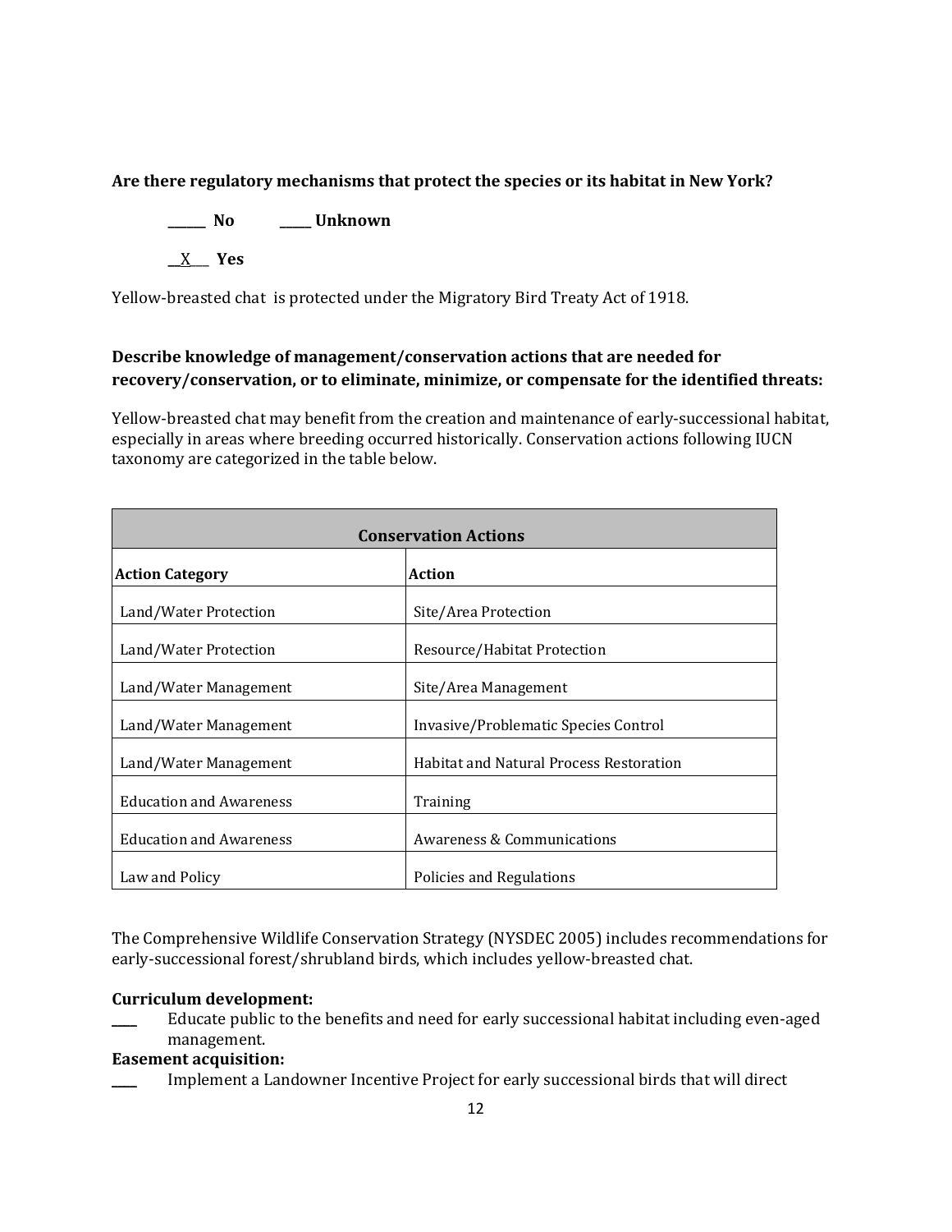**Are there regulatory mechanisms that protect the species or its habitat in New York?**

**______ No** **_____ Unknown**

**__X___ Yes**

Yellow-breasted chat is protected under the Migratory Bird Treaty Act of 1918.

**Describe knowledge of management/conservation actions that are needed for recovery/conservation, or to eliminate, minimize, or compensate for the identified threats:**

Yellow-breasted chat may benefit from the creation and maintenance of early-successional habitat, especially in areas where breeding occurred historically. Conservation actions following IUCN taxonomy are categorized in the table below.

| **Conservation Actions** | |
|---|---|
| **Action Category** | **Action** |
| Land/Water Protection | Site/Area Protection |
| Land/Water Protection | Resource/Habitat Protection |
| Land/Water Management | Site/Area Management |
| Land/Water Management | Invasive/Problematic Species Control |
| Land/Water Management | Habitat and Natural Process Restoration |
| Education and Awareness | Training |
| Education and Awareness | Awareness & Communications |
| Law and Policy | Policies and Regulations |

The Comprehensive Wildlife Conservation Strategy (NYSDEC 2005) includes recommendations for early-successional forest/shrubland birds, which includes yellow-breasted chat.

**Curriculum development:**

____ Educate public to the benefits and need for early successional habitat including even-aged management.

**Easement acquisition:**

____ Implement a Landowner Incentive Project for early successional birds that will direct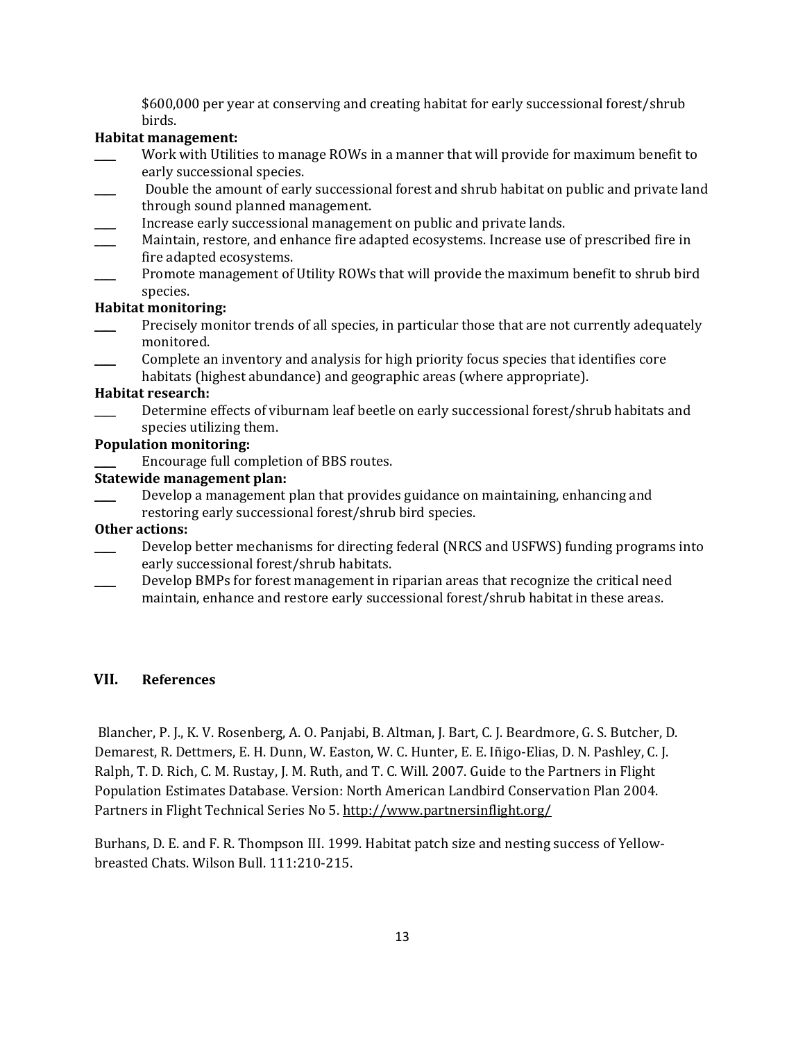$600,000 per year at conserving and creating habitat for early successional forest/shrub birds.

**Habitat management:**

____ Work with Utilities to manage ROWs in a manner that will provide for maximum benefit to early successional species.

____ Double the amount of early successional forest and shrub habitat on public and private land through sound planned management.

____ Increase early successional management on public and private lands.

____ Maintain, restore, and enhance fire adapted ecosystems. Increase use of prescribed fire in fire adapted ecosystems.

____ Promote management of Utility ROWs that will provide the maximum benefit to shrub bird species.

**Habitat monitoring:**

____ Precisely monitor trends of all species, in particular those that are not currently adequately monitored.

____ Complete an inventory and analysis for high priority focus species that identifies core habitats (highest abundance) and geographic areas (where appropriate).

**Habitat research:**

____ Determine effects of viburnam leaf beetle on early successional forest/shrub habitats and species utilizing them.

**Population monitoring:**

____ Encourage full completion of BBS routes.

**Statewide management plan:**

____ Develop a management plan that provides guidance on maintaining, enhancing and restoring early successional forest/shrub bird species.

**Other actions:**

____ Develop better mechanisms for directing federal (NRCS and USFWS) funding programs into early successional forest/shrub habitats.

____ Develop BMPs for forest management in riparian areas that recognize the critical need maintain, enhance and restore early successional forest/shrub habitat in these areas.

## VII. References

Blancher, P. J., K. V. Rosenberg, A. O. Panjabi, B. Altman, J. Bart, C. J. Beardmore, G. S. Butcher, D. Demarest, R. Dettmers, E. H. Dunn, W. Easton, W. C. Hunter, E. E. Iñigo-Elias, D. N. Pashley, C. J. Ralph, T. D. Rich, C. M. Rustay, J. M. Ruth, and T. C. Will. 2007. Guide to the Partners in Flight Population Estimates Database. Version: North American Landbird Conservation Plan 2004. Partners in Flight Technical Series No 5. http://www.partnersinflight.org/

Burhans, D. E. and F. R. Thompson III. 1999. Habitat patch size and nesting success of Yellow-breasted Chats. Wilson Bull. 111:210-215.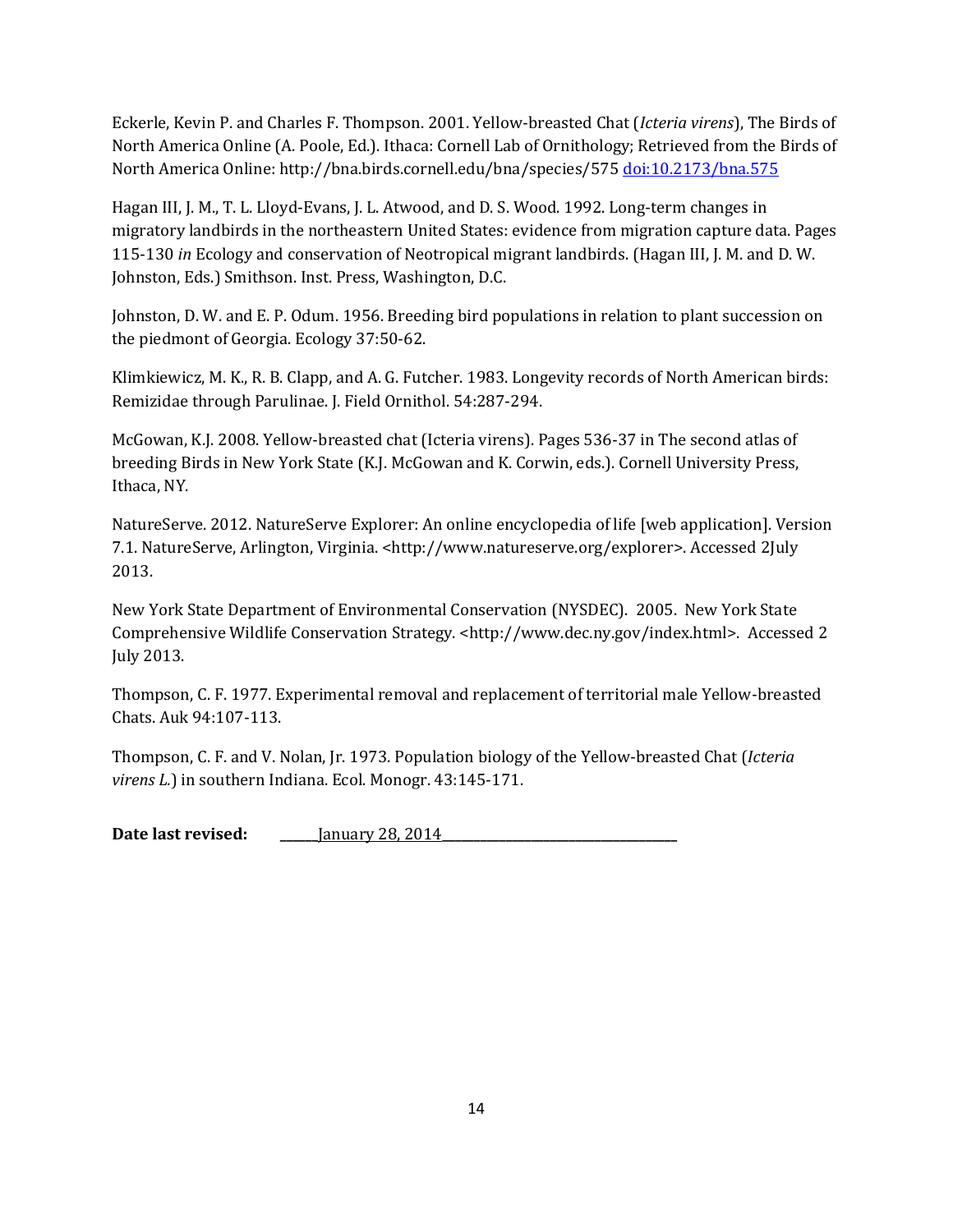Eckerle, Kevin P. and Charles F. Thompson. 2001. Yellow-breasted Chat (*Icteria virens*), The Birds of North America Online (A. Poole, Ed.). Ithaca: Cornell Lab of Ornithology; Retrieved from the Birds of North America Online: http://bna.birds.cornell.edu/bna/species/575 doi:10.2173/bna.575

Hagan III, J. M., T. L. Lloyd-Evans, J. L. Atwood, and D. S. Wood. 1992. Long-term changes in migratory landbirds in the northeastern United States: evidence from migration capture data. Pages 115-130 *in* Ecology and conservation of Neotropical migrant landbirds. (Hagan III, J. M. and D. W. Johnston, Eds.) Smithson. Inst. Press, Washington, D.C.

Johnston, D. W. and E. P. Odum. 1956. Breeding bird populations in relation to plant succession on the piedmont of Georgia. Ecology 37:50-62.

Klimkiewicz, M. K., R. B. Clapp, and A. G. Futcher. 1983. Longevity records of North American birds: Remizidae through Parulinae. J. Field Ornithol. 54:287-294.

McGowan, K.J. 2008. Yellow-breasted chat (Icteria virens). Pages 536-37 in The second atlas of breeding Birds in New York State (K.J. McGowan and K. Corwin, eds.). Cornell University Press, Ithaca, NY.

NatureServe. 2012. NatureServe Explorer: An online encyclopedia of life [web application]. Version 7.1. NatureServe, Arlington, Virginia. <http://www.natureserve.org/explorer>. Accessed 2July 2013.

New York State Department of Environmental Conservation (NYSDEC). 2005. New York State Comprehensive Wildlife Conservation Strategy. <http://www.dec.ny.gov/index.html>. Accessed 2 July 2013.

Thompson, C. F. 1977. Experimental removal and replacement of territorial male Yellow-breasted Chats. Auk 94:107-113.

Thompson, C. F. and V. Nolan, Jr. 1973. Population biology of the Yellow-breasted Chat (*Icteria virens L.*) in southern Indiana. Ecol. Monogr. 43:145-171.

**Date last revised:** January 28, 2014